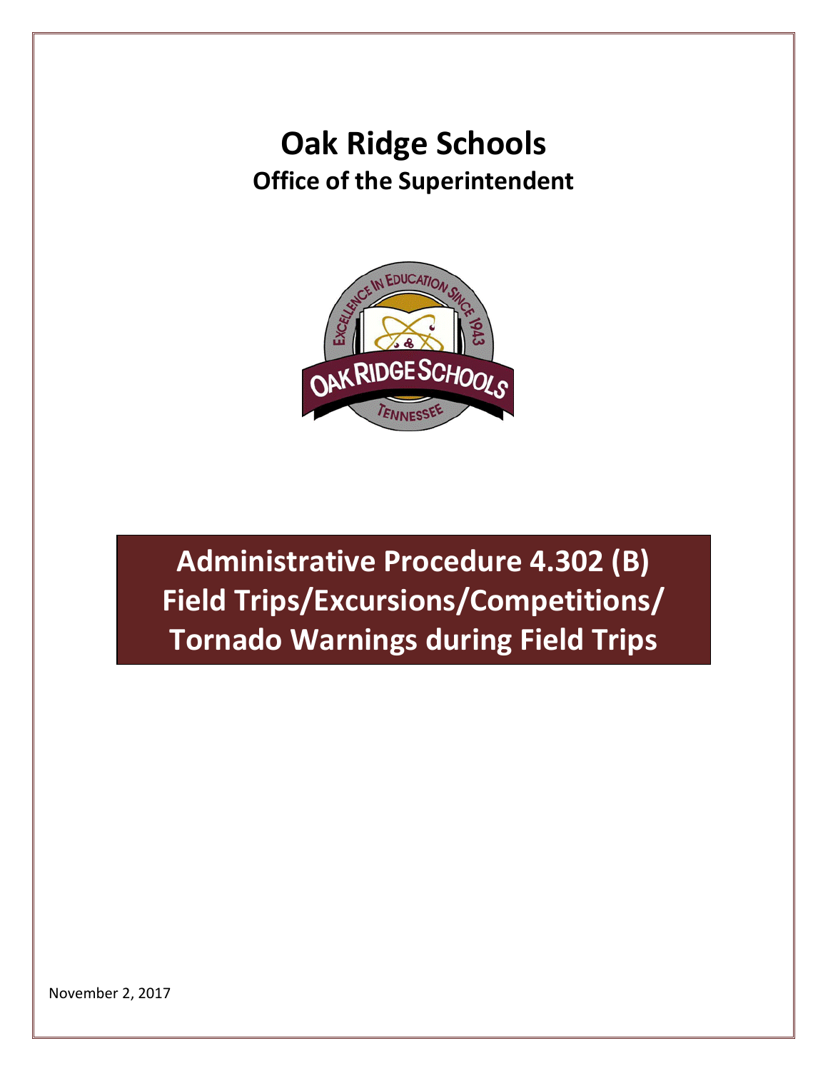# Oak Ridge Schools

## Office of the Superintendent

# Administrative Procedure 4.302 (B) Field Trips/Excursions/Competitions/ Tornado Warnings during Field Trips

November 2, 2017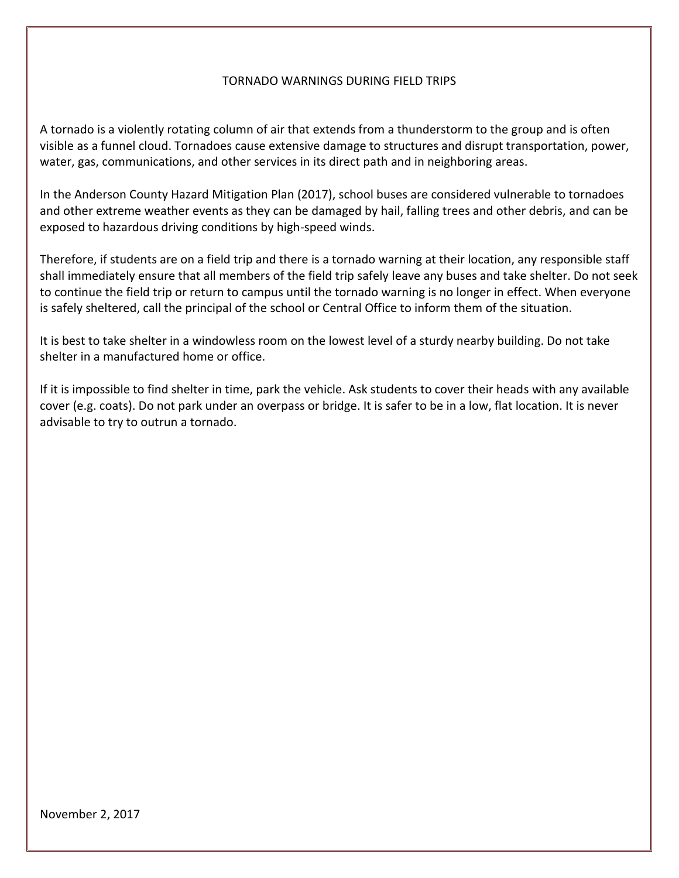# TORNADO WARNINGS DURING FIELD TRIPS

A tornado is a violently rotating column of air that extends from a thunderstorm to the group and is often visible as a funnel cloud. Tornadoes cause extensive damage to structures and disrupt transportation, power, water, gas, communications, and other services in its direct path and in neighboring areas.

In the Anderson County Hazard Mitigation Plan (2017), school buses are considered vulnerable to tornadoes and other extreme weather events as they can be damaged by hail, falling trees and other debris, and can be exposed to hazardous driving conditions by high-speed winds.

Therefore, if students are on a field trip and there is a tornado warning at their location, any responsible staff shall immediately ensure that all members of the field trip safely leave any buses and take shelter. Do not seek to continue the field trip or return to campus until the tornado warning is no longer in effect. When everyone is safely sheltered, call the principal of the school or Central Office to inform them of the situation.

It is best to take shelter in a windowless room on the lowest level of a sturdy nearby building. Do not take shelter in a manufactured home or office.

If it is impossible to find shelter in time, park the vehicle. Ask students to cover their heads with any available cover (e.g. coats). Do not park under an overpass or bridge. It is safer to be in a low, flat location. It is never advisable to try to outrun a tornado.

November 2, 2017